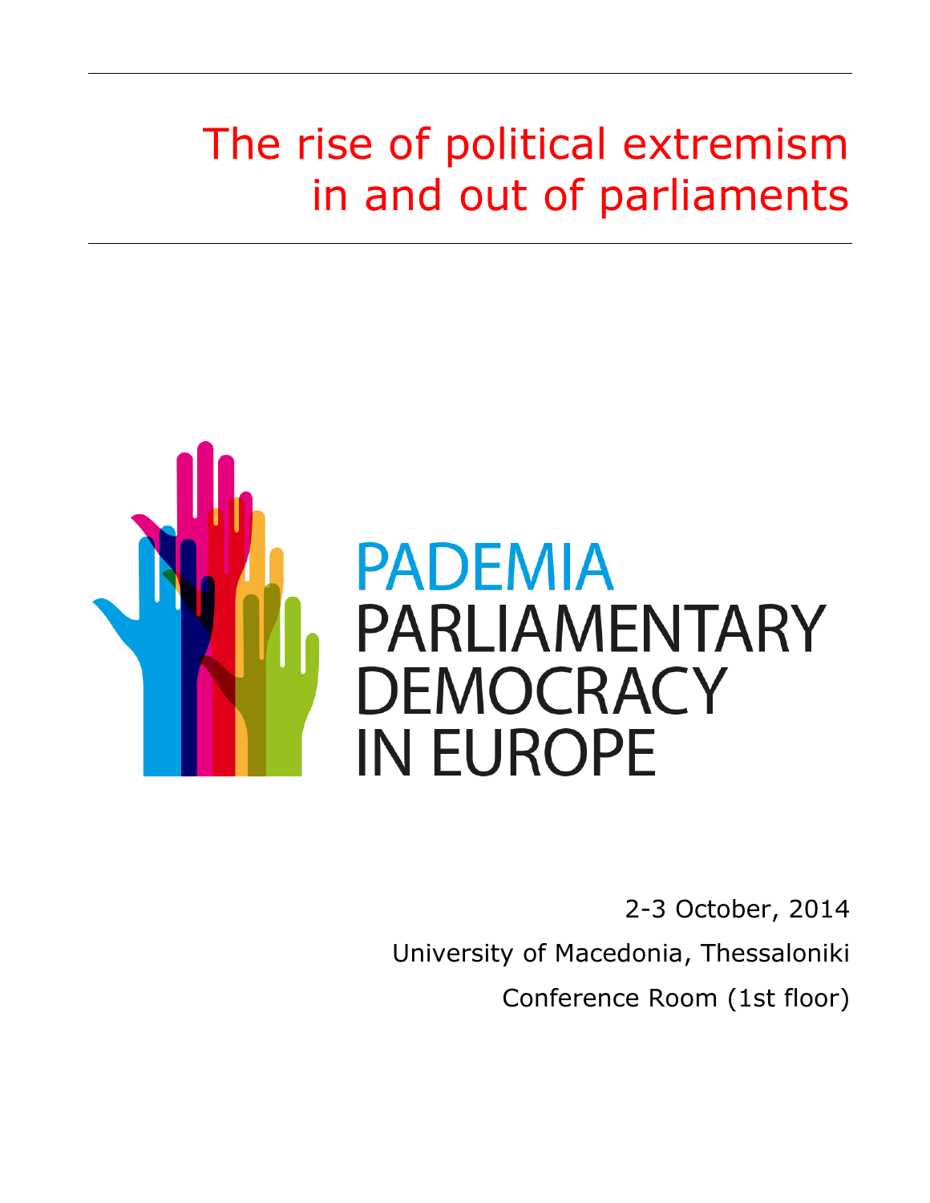# The rise of political extremism in and out of parliaments

PADEMIA
PARLIAMENTARY DEMOCRACY IN EUROPE

2-3 October, 2014

University of Macedonia, Thessaloniki

Conference Room (1st floor)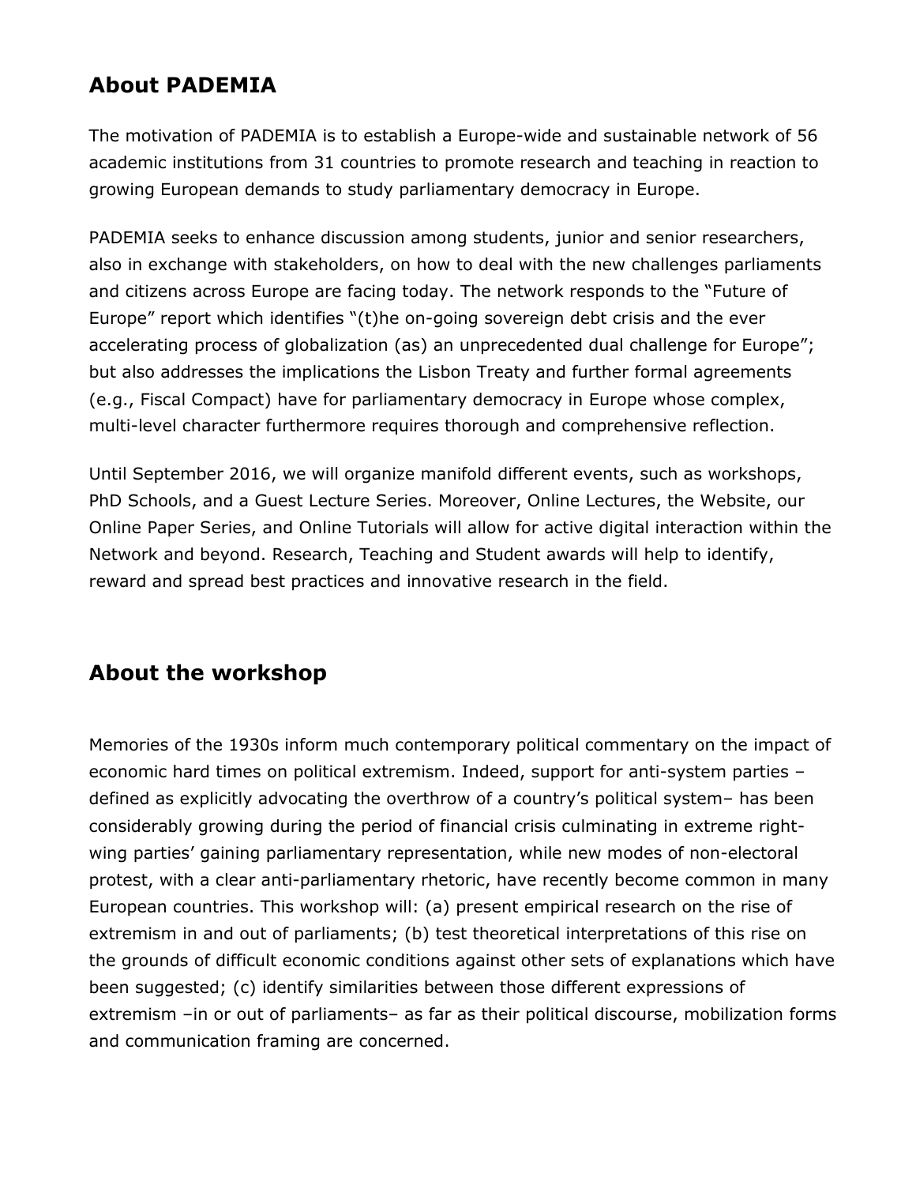## About PADEMIA

The motivation of PADEMIA is to establish a Europe-wide and sustainable network of 56 academic institutions from 31 countries to promote research and teaching in reaction to growing European demands to study parliamentary democracy in Europe.

PADEMIA seeks to enhance discussion among students, junior and senior researchers, also in exchange with stakeholders, on how to deal with the new challenges parliaments and citizens across Europe are facing today. The network responds to the "Future of Europe" report which identifies "(t)he on-going sovereign debt crisis and the ever accelerating process of globalization (as) an unprecedented dual challenge for Europe"; but also addresses the implications the Lisbon Treaty and further formal agreements (e.g., Fiscal Compact) have for parliamentary democracy in Europe whose complex, multi-level character furthermore requires thorough and comprehensive reflection.

Until September 2016, we will organize manifold different events, such as workshops, PhD Schools, and a Guest Lecture Series. Moreover, Online Lectures, the Website, our Online Paper Series, and Online Tutorials will allow for active digital interaction within the Network and beyond. Research, Teaching and Student awards will help to identify, reward and spread best practices and innovative research in the field.

## About the workshop

Memories of the 1930s inform much contemporary political commentary on the impact of economic hard times on political extremism. Indeed, support for anti-system parties – defined as explicitly advocating the overthrow of a country's political system– has been considerably growing during the period of financial crisis culminating in extreme right-wing parties' gaining parliamentary representation, while new modes of non-electoral protest, with a clear anti-parliamentary rhetoric, have recently become common in many European countries. This workshop will: (a) present empirical research on the rise of extremism in and out of parliaments; (b) test theoretical interpretations of this rise on the grounds of difficult economic conditions against other sets of explanations which have been suggested; (c) identify similarities between those different expressions of extremism –in or out of parliaments– as far as their political discourse, mobilization forms and communication framing are concerned.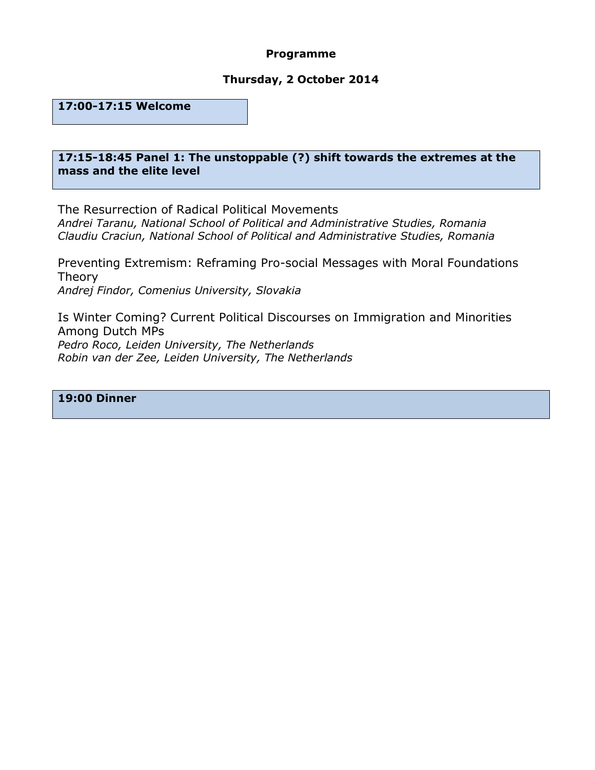**Programme**

**Thursday, 2 October 2014**

**17:00-17:15 Welcome**

**17:15-18:45 Panel 1: The unstoppable (?) shift towards the extremes at the mass and the elite level**

The Resurrection of Radical Political Movements
*Andrei Taranu, National School of Political and Administrative Studies, Romania*
*Claudiu Craciun, National School of Political and Administrative Studies, Romania*

Preventing Extremism: Reframing Pro-social Messages with Moral Foundations Theory
*Andrej Findor, Comenius University, Slovakia*

Is Winter Coming? Current Political Discourses on Immigration and Minorities Among Dutch MPs
*Pedro Roco, Leiden University, The Netherlands*
*Robin van der Zee, Leiden University, The Netherlands*

**19:00 Dinner**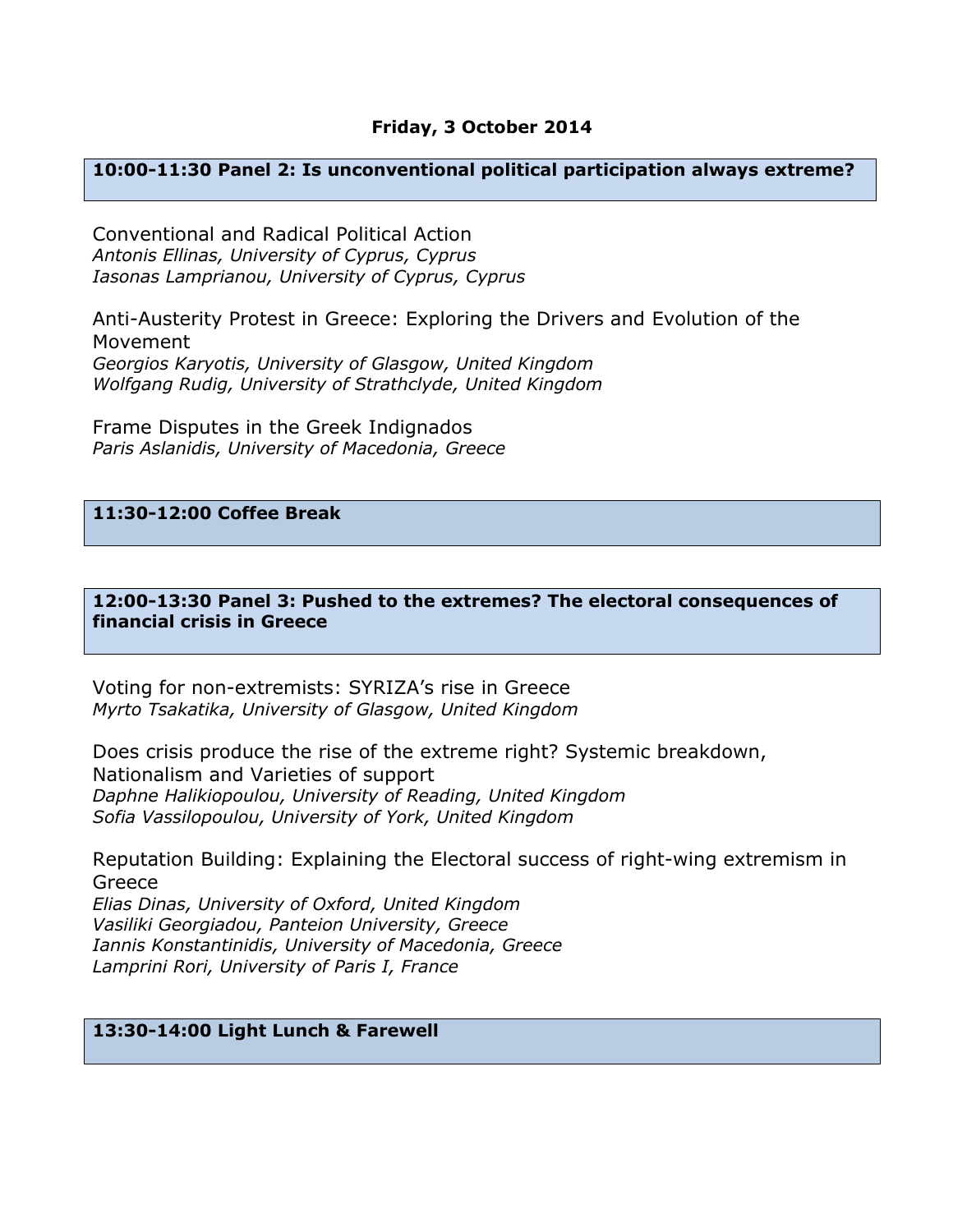**Friday, 3 October 2014**

**10:00-11:30 Panel 2: Is unconventional political participation always extreme?**

Conventional and Radical Political Action
*Antonis Ellinas, University of Cyprus, Cyprus*
*Iasonas Lamprianou, University of Cyprus, Cyprus*

Anti-Austerity Protest in Greece: Exploring the Drivers and Evolution of the Movement
*Georgios Karyotis, University of Glasgow, United Kingdom*
*Wolfgang Rudig, University of Strathclyde, United Kingdom*

Frame Disputes in the Greek Indignados
*Paris Aslanidis, University of Macedonia, Greece*

**11:30-12:00 Coffee Break**

**12:00-13:30 Panel 3: Pushed to the extremes? The electoral consequences of financial crisis in Greece**

Voting for non-extremists: SYRIZA's rise in Greece
*Myrto Tsakatika, University of Glasgow, United Kingdom*

Does crisis produce the rise of the extreme right? Systemic breakdown, Nationalism and Varieties of support
*Daphne Halikiopoulou, University of Reading, United Kingdom*
*Sofia Vassilopoulou, University of York, United Kingdom*

Reputation Building: Explaining the Electoral success of right-wing extremism in Greece
*Elias Dinas, University of Oxford, United Kingdom*
*Vasiliki Georgiadou, Panteion University, Greece*
*Iannis Konstantinidis, University of Macedonia, Greece*
*Lamprini Rori, University of Paris I, France*

**13:30-14:00 Light Lunch & Farewell**